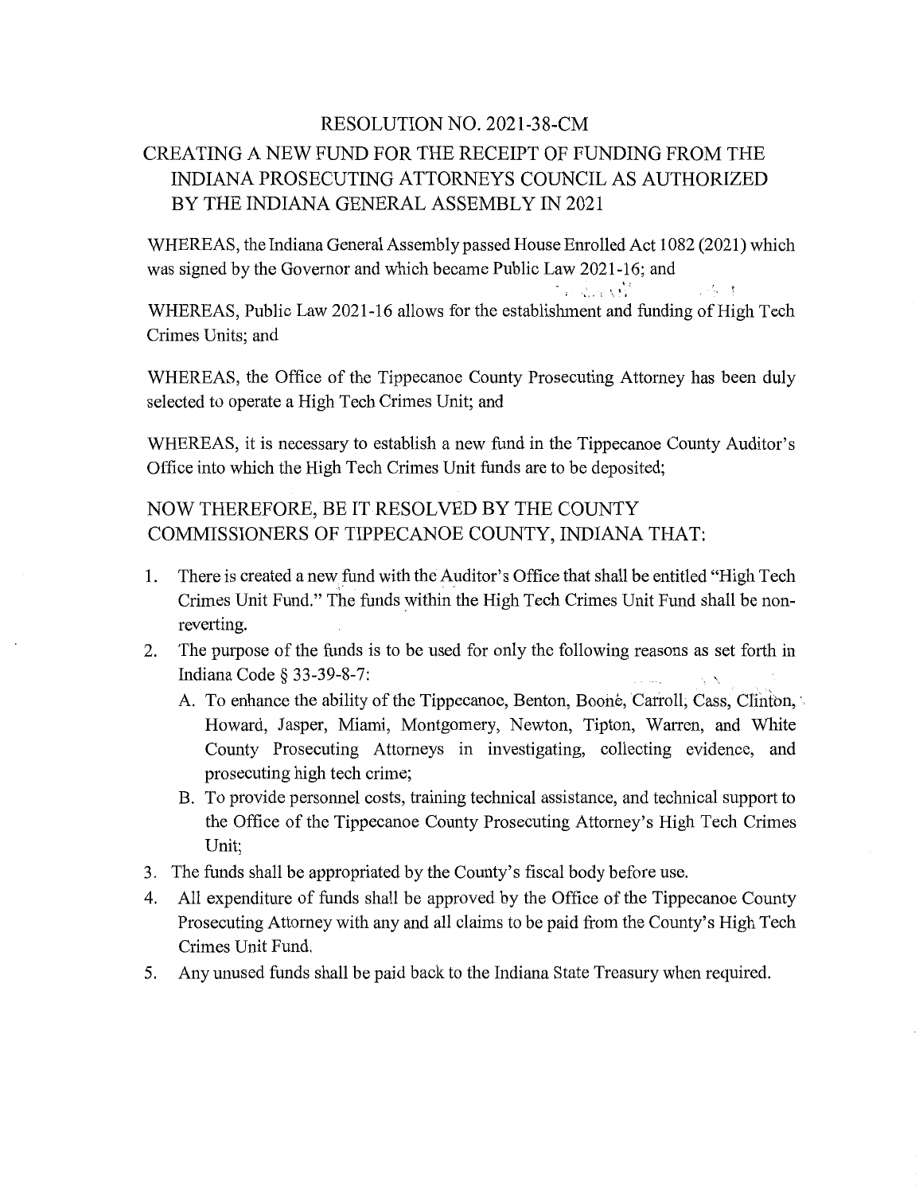# RESOLUTION NO. 2021-38-CM

## CREATING A NEW FUND FOR THE RECEIPT OF FUNDING FROM THE INDIANA PROSECUTING ATTORNEYS COUNCIL AS AUTHORIZED BY THE INDIANA GENERAL ASSEMBLY IN 2021

WHEREAS, the Indiana General Assembly passed House Enrolled Act 1082 (2021) which was signed by the Governor and which became Public Law 2021-16; and

WHEREAS, Public Law 2021-16 allows for the establishment and funding of High Tech Crimes Units; and

WHEREAS, the Office of the Tippecanoe County Prosecuting Attorney has been duly selected to operate a High Tech Crimes Unit; and

WHEREAS, it is necessary to establish a new fund in the Tippecanoe County Auditor's Office into which the High Tech Crimes Unit funds are to be deposited;

NOW THEREFORE, BE IT RESOLVED BY THE COUNTY COMMISSIONERS OF TIPPECANOE COUNTY, INDIANA THAT:

1. There is created a new fund with the Auditor's Office that shall be entitled "High Tech Crimes Unit Fund." The funds within the High Tech Crimes Unit Fund shall be non-reverting.
2. The purpose of the funds is to be used for only the following reasons as set forth in Indiana Code § 33-39-8-7:
   A. To enhance the ability of the Tippecanoe, Benton, Boone, Carroll, Cass, Clinton, Howard, Jasper, Miami, Montgomery, Newton, Tipton, Warren, and White County Prosecuting Attorneys in investigating, collecting evidence, and prosecuting high tech crime;
   B. To provide personnel costs, training technical assistance, and technical support to the Office of the Tippecanoe County Prosecuting Attorney's High Tech Crimes Unit;
3. The funds shall be appropriated by the County's fiscal body before use.
4. All expenditure of funds shall be approved by the Office of the Tippecanoe County Prosecuting Attorney with any and all claims to be paid from the County's High Tech Crimes Unit Fund.
5. Any unused funds shall be paid back to the Indiana State Treasury when required.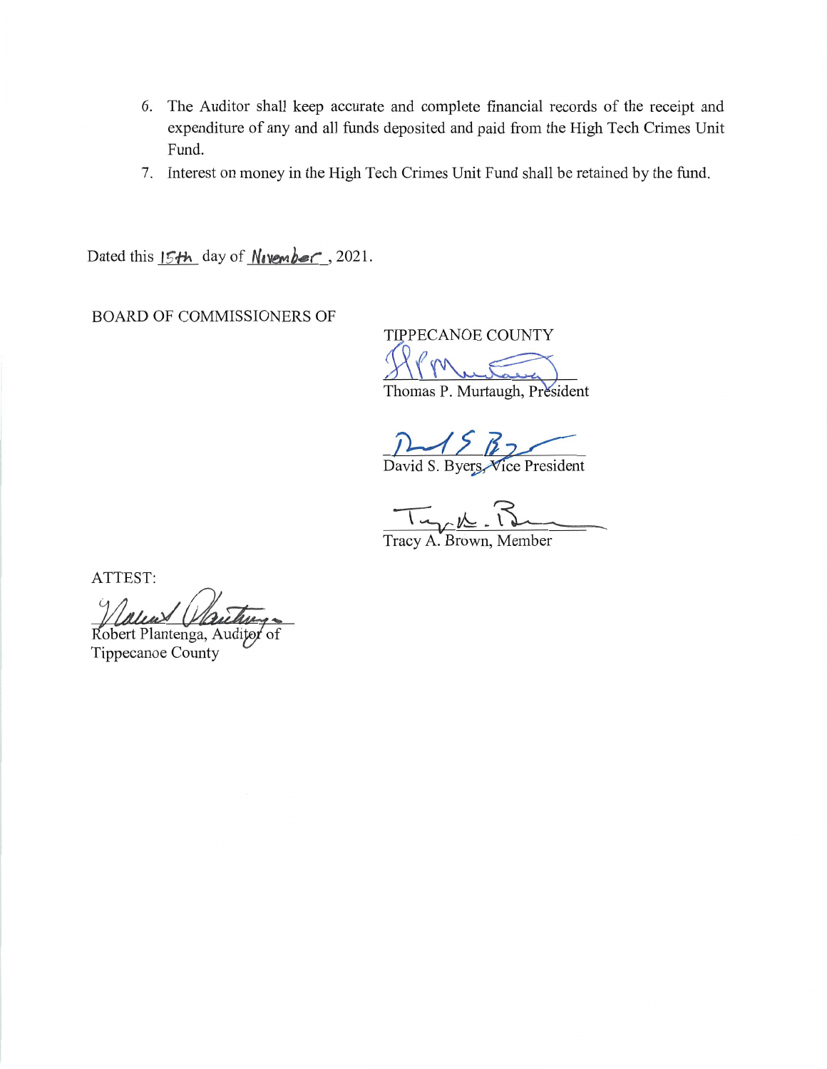6. The Auditor shall keep accurate and complete financial records of the receipt and expenditure of any and all funds deposited and paid from the High Tech Crimes Unit Fund.
7. Interest on money in the High Tech Crimes Unit Fund shall be retained by the fund.

Dated this 15th day of November, 2021.

BOARD OF COMMISSIONERS OF TIPPECANOE COUNTY

Thomas P. Murtaugh, President

David S. Byers, Vice President

Tracy A. Brown, Member

ATTEST:

Robert Plantenga, Auditor of Tippecanoe County